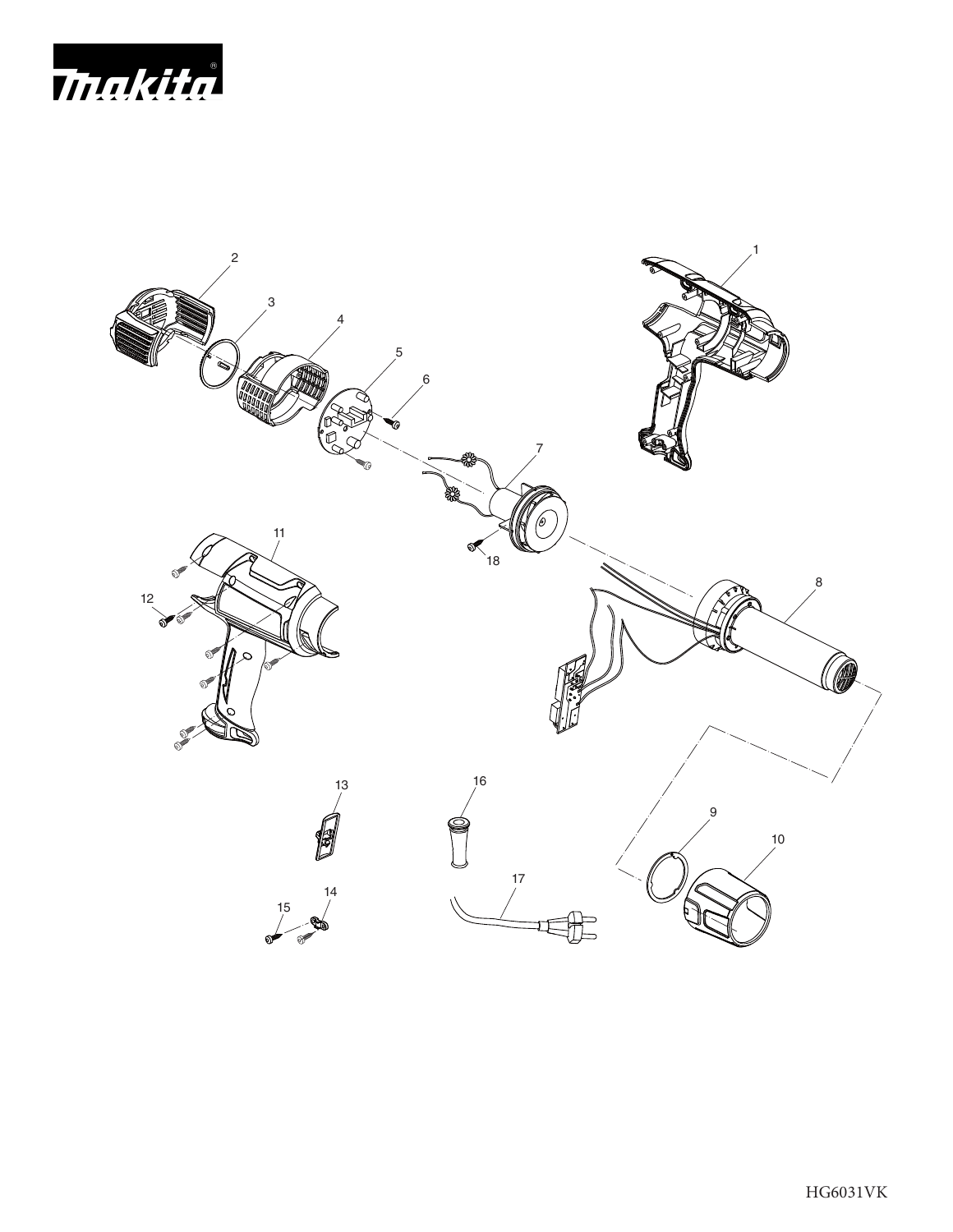makita

HG6031VK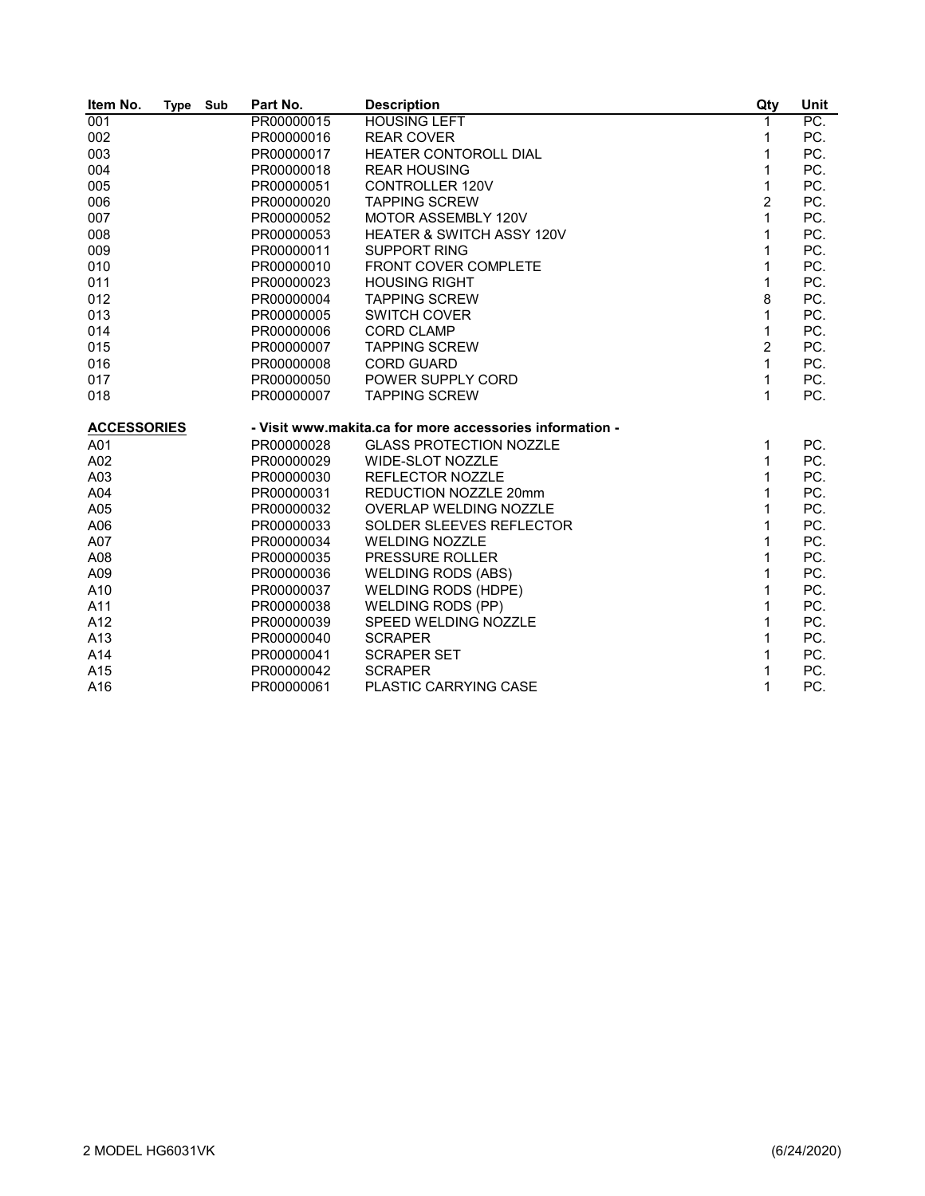| Item No. | Type | Sub | Part No. | Description | Qty | Unit |
|---|---|---|---|---|---|---|
| 001 | | | PR00000015 | HOUSING LEFT | 1 | PC. |
| 002 | | | PR00000016 | REAR COVER | 1 | PC. |
| 003 | | | PR00000017 | HEATER CONTOROLL DIAL | 1 | PC. |
| 004 | | | PR00000018 | REAR HOUSING | 1 | PC. |
| 005 | | | PR00000051 | CONTROLLER 120V | 1 | PC. |
| 006 | | | PR00000020 | TAPPING SCREW | 2 | PC. |
| 007 | | | PR00000052 | MOTOR ASSEMBLY 120V | 1 | PC. |
| 008 | | | PR00000053 | HEATER & SWITCH ASSY 120V | 1 | PC. |
| 009 | | | PR00000011 | SUPPORT RING | 1 | PC. |
| 010 | | | PR00000010 | FRONT COVER COMPLETE | 1 | PC. |
| 011 | | | PR00000023 | HOUSING RIGHT | 1 | PC. |
| 012 | | | PR00000004 | TAPPING SCREW | 8 | PC. |
| 013 | | | PR00000005 | SWITCH COVER | 1 | PC. |
| 014 | | | PR00000006 | CORD CLAMP | 1 | PC. |
| 015 | | | PR00000007 | TAPPING SCREW | 2 | PC. |
| 016 | | | PR00000008 | CORD GUARD | 1 | PC. |
| 017 | | | PR00000050 | POWER SUPPLY CORD | 1 | PC. |
| 018 | | | PR00000007 | TAPPING SCREW | 1 | PC. |
| **ACCESSORIES** | | | | **- Visit www.makita.ca for more accessories information -** | | |
| A01 | | | PR00000028 | GLASS PROTECTION NOZZLE | 1 | PC. |
| A02 | | | PR00000029 | WIDE-SLOT NOZZLE | 1 | PC. |
| A03 | | | PR00000030 | REFLECTOR NOZZLE | 1 | PC. |
| A04 | | | PR00000031 | REDUCTION NOZZLE 20mm | 1 | PC. |
| A05 | | | PR00000032 | OVERLAP WELDING NOZZLE | 1 | PC. |
| A06 | | | PR00000033 | SOLDER SLEEVES REFLECTOR | 1 | PC. |
| A07 | | | PR00000034 | WELDING NOZZLE | 1 | PC. |
| A08 | | | PR00000035 | PRESSURE ROLLER | 1 | PC. |
| A09 | | | PR00000036 | WELDING RODS (ABS) | 1 | PC. |
| A10 | | | PR00000037 | WELDING RODS (HDPE) | 1 | PC. |
| A11 | | | PR00000038 | WELDING RODS (PP) | 1 | PC. |
| A12 | | | PR00000039 | SPEED WELDING NOZZLE | 1 | PC. |
| A13 | | | PR00000040 | SCRAPER | 1 | PC. |
| A14 | | | PR00000041 | SCRAPER SET | 1 | PC. |
| A15 | | | PR00000042 | SCRAPER | 1 | PC. |
| A16 | | | PR00000061 | PLASTIC CARRYING CASE | 1 | PC. |